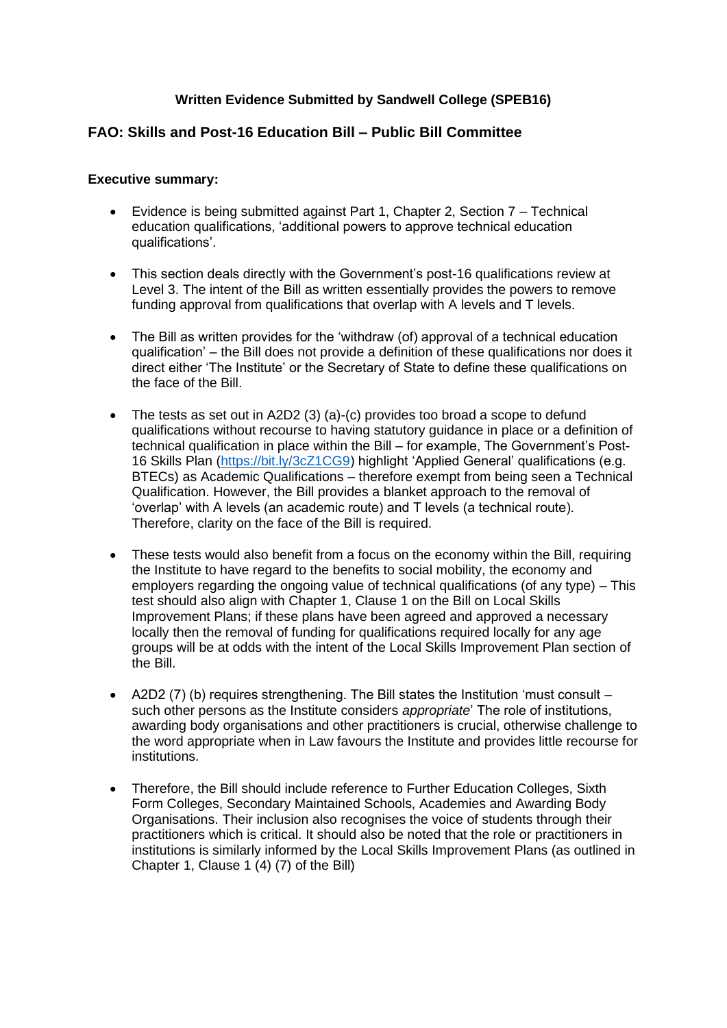**Written Evidence Submitted by Sandwell College (SPEB16)**

## FAO: Skills and Post-16 Education Bill – Public Bill Committee

**Executive summary:**

- Evidence is being submitted against Part 1, Chapter 2, Section 7 – Technical education qualifications, 'additional powers to approve technical education qualifications'.

- This section deals directly with the Government's post-16 qualifications review at Level 3. The intent of the Bill as written essentially provides the powers to remove funding approval from qualifications that overlap with A levels and T levels.

- The Bill as written provides for the 'withdraw (of) approval of a technical education qualification' – the Bill does not provide a definition of these qualifications nor does it direct either 'The Institute' or the Secretary of State to define these qualifications on the face of the Bill.

- The tests as set out in A2D2 (3) (a)-(c) provides too broad a scope to defund qualifications without recourse to having statutory guidance in place or a definition of technical qualification in place within the Bill – for example, The Government's Post-16 Skills Plan (https://bit.ly/3cZ1CG9) highlight 'Applied General' qualifications (e.g. BTECs) as Academic Qualifications – therefore exempt from being seen a Technical Qualification. However, the Bill provides a blanket approach to the removal of 'overlap' with A levels (an academic route) and T levels (a technical route). Therefore, clarity on the face of the Bill is required.

- These tests would also benefit from a focus on the economy within the Bill, requiring the Institute to have regard to the benefits to social mobility, the economy and employers regarding the ongoing value of technical qualifications (of any type) – This test should also align with Chapter 1, Clause 1 on the Bill on Local Skills Improvement Plans; if these plans have been agreed and approved a necessary locally then the removal of funding for qualifications required locally for any age groups will be at odds with the intent of the Local Skills Improvement Plan section of the Bill.

- A2D2 (7) (b) requires strengthening. The Bill states the Institution 'must consult – such other persons as the Institute considers *appropriate*' The role of institutions, awarding body organisations and other practitioners is crucial, otherwise challenge to the word appropriate when in Law favours the Institute and provides little recourse for institutions.

- Therefore, the Bill should include reference to Further Education Colleges, Sixth Form Colleges, Secondary Maintained Schools, Academies and Awarding Body Organisations. Their inclusion also recognises the voice of students through their practitioners which is critical. It should also be noted that the role or practitioners in institutions is similarly informed by the Local Skills Improvement Plans (as outlined in Chapter 1, Clause 1 (4) (7) of the Bill)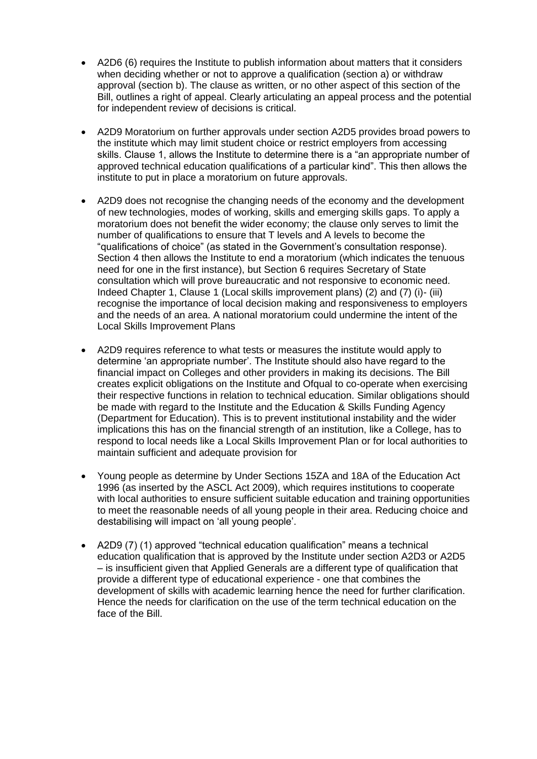- A2D6 (6) requires the Institute to publish information about matters that it considers when deciding whether or not to approve a qualification (section a) or withdraw approval (section b). The clause as written, or no other aspect of this section of the Bill, outlines a right of appeal. Clearly articulating an appeal process and the potential for independent review of decisions is critical.

- A2D9 Moratorium on further approvals under section A2D5 provides broad powers to the institute which may limit student choice or restrict employers from accessing skills. Clause 1, allows the Institute to determine there is a "an appropriate number of approved technical education qualifications of a particular kind". This then allows the institute to put in place a moratorium on future approvals.

- A2D9 does not recognise the changing needs of the economy and the development of new technologies, modes of working, skills and emerging skills gaps. To apply a moratorium does not benefit the wider economy; the clause only serves to limit the number of qualifications to ensure that T levels and A levels to become the "qualifications of choice" (as stated in the Government's consultation response). Section 4 then allows the Institute to end a moratorium (which indicates the tenuous need for one in the first instance), but Section 6 requires Secretary of State consultation which will prove bureaucratic and not responsive to economic need. Indeed Chapter 1, Clause 1 (Local skills improvement plans) (2) and (7) (i)- (iii) recognise the importance of local decision making and responsiveness to employers and the needs of an area. A national moratorium could undermine the intent of the Local Skills Improvement Plans

- A2D9 requires reference to what tests or measures the institute would apply to determine 'an appropriate number'. The Institute should also have regard to the financial impact on Colleges and other providers in making its decisions. The Bill creates explicit obligations on the Institute and Ofqual to co-operate when exercising their respective functions in relation to technical education. Similar obligations should be made with regard to the Institute and the Education & Skills Funding Agency (Department for Education). This is to prevent institutional instability and the wider implications this has on the financial strength of an institution, like a College, has to respond to local needs like a Local Skills Improvement Plan or for local authorities to maintain sufficient and adequate provision for

- Young people as determine by Under Sections 15ZA and 18A of the Education Act 1996 (as inserted by the ASCL Act 2009), which requires institutions to cooperate with local authorities to ensure sufficient suitable education and training opportunities to meet the reasonable needs of all young people in their area. Reducing choice and destabilising will impact on 'all young people'.

- A2D9 (7) (1) approved "technical education qualification" means a technical education qualification that is approved by the Institute under section A2D3 or A2D5 – is insufficient given that Applied Generals are a different type of qualification that provide a different type of educational experience - one that combines the development of skills with academic learning hence the need for further clarification. Hence the needs for clarification on the use of the term technical education on the face of the Bill.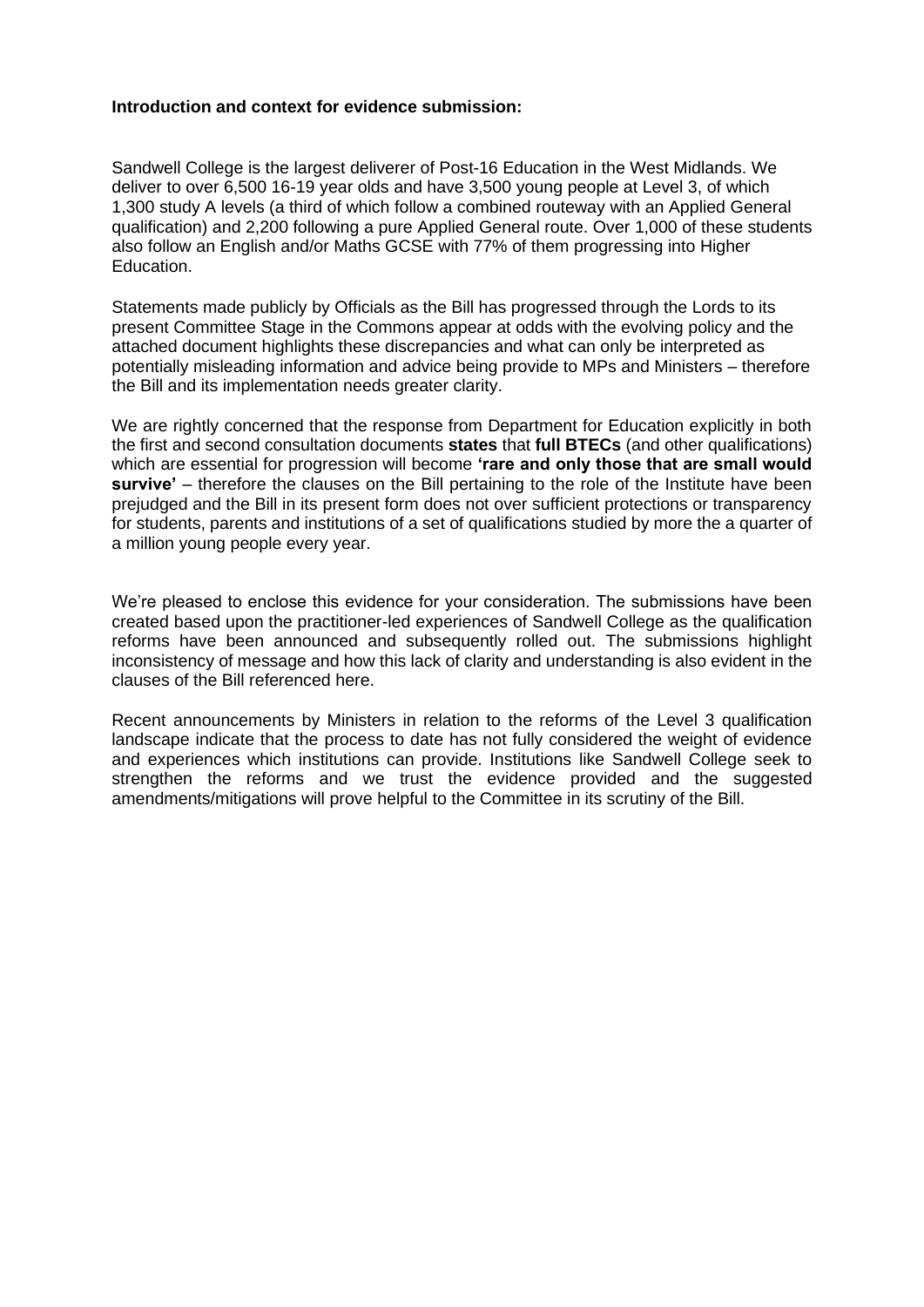**Introduction and context for evidence submission:**

Sandwell College is the largest deliverer of Post-16 Education in the West Midlands. We deliver to over 6,500 16-19 year olds and have 3,500 young people at Level 3, of which 1,300 study A levels (a third of which follow a combined routeway with an Applied General qualification) and 2,200 following a pure Applied General route. Over 1,000 of these students also follow an English and/or Maths GCSE with 77% of them progressing into Higher Education.

Statements made publicly by Officials as the Bill has progressed through the Lords to its present Committee Stage in the Commons appear at odds with the evolving policy and the attached document highlights these discrepancies and what can only be interpreted as potentially misleading information and advice being provide to MPs and Ministers – therefore the Bill and its implementation needs greater clarity.

We are rightly concerned that the response from Department for Education explicitly in both the first and second consultation documents **states** that **full BTECs** (and other qualifications) which are essential for progression will become **'rare and only those that are small would survive'** – therefore the clauses on the Bill pertaining to the role of the Institute have been prejudged and the Bill in its present form does not over sufficient protections or transparency for students, parents and institutions of a set of qualifications studied by more the a quarter of a million young people every year.

We're pleased to enclose this evidence for your consideration. The submissions have been created based upon the practitioner-led experiences of Sandwell College as the qualification reforms have been announced and subsequently rolled out. The submissions highlight inconsistency of message and how this lack of clarity and understanding is also evident in the clauses of the Bill referenced here.

Recent announcements by Ministers in relation to the reforms of the Level 3 qualification landscape indicate that the process to date has not fully considered the weight of evidence and experiences which institutions can provide. Institutions like Sandwell College seek to strengthen the reforms and we trust the evidence provided and the suggested amendments/mitigations will prove helpful to the Committee in its scrutiny of the Bill.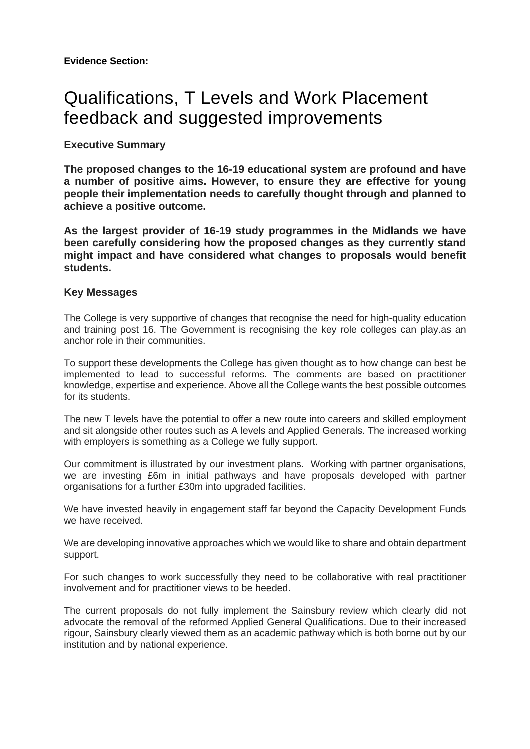**Evidence Section:**

# Qualifications, T Levels and Work Placement feedback and suggested improvements

### Executive Summary

**The proposed changes to the 16-19 educational system are profound and have a number of positive aims. However, to ensure they are effective for young people their implementation needs to carefully thought through and planned to achieve a positive outcome.**

**As the largest provider of 16-19 study programmes in the Midlands we have been carefully considering how the proposed changes as they currently stand might impact and have considered what changes to proposals would benefit students.**

### Key Messages

The College is very supportive of changes that recognise the need for high-quality education and training post 16. The Government is recognising the key role colleges can play.as an anchor role in their communities.

To support these developments the College has given thought as to how change can best be implemented to lead to successful reforms. The comments are based on practitioner knowledge, expertise and experience. Above all the College wants the best possible outcomes for its students.

The new T levels have the potential to offer a new route into careers and skilled employment and sit alongside other routes such as A levels and Applied Generals. The increased working with employers is something as a College we fully support.

Our commitment is illustrated by our investment plans. Working with partner organisations, we are investing £6m in initial pathways and have proposals developed with partner organisations for a further £30m into upgraded facilities.

We have invested heavily in engagement staff far beyond the Capacity Development Funds we have received.

We are developing innovative approaches which we would like to share and obtain department support.

For such changes to work successfully they need to be collaborative with real practitioner involvement and for practitioner views to be heeded.

The current proposals do not fully implement the Sainsbury review which clearly did not advocate the removal of the reformed Applied General Qualifications. Due to their increased rigour, Sainsbury clearly viewed them as an academic pathway which is both borne out by our institution and by national experience.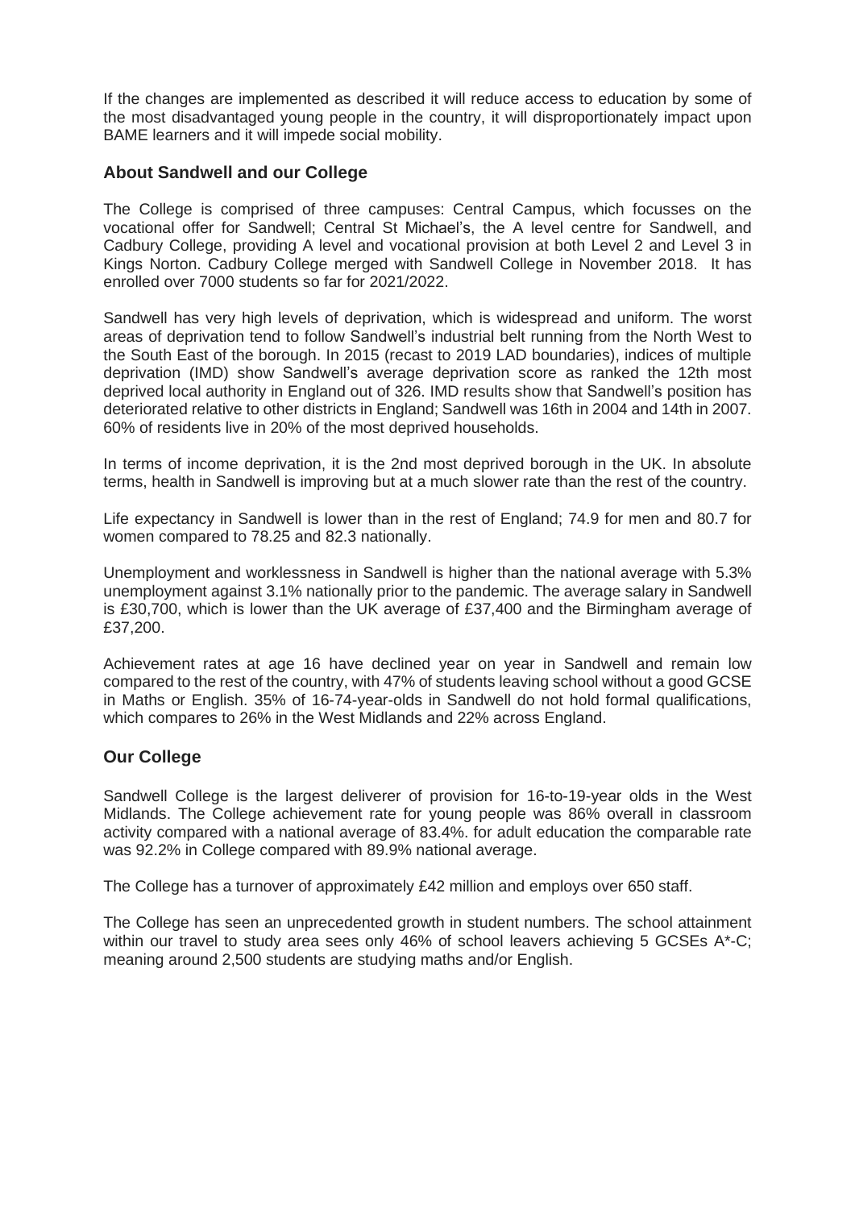If the changes are implemented as described it will reduce access to education by some of the most disadvantaged young people in the country, it will disproportionately impact upon BAME learners and it will impede social mobility.

## About Sandwell and our College

The College is comprised of three campuses: Central Campus, which focusses on the vocational offer for Sandwell; Central St Michael's, the A level centre for Sandwell, and Cadbury College, providing A level and vocational provision at both Level 2 and Level 3 in Kings Norton. Cadbury College merged with Sandwell College in November 2018. It has enrolled over 7000 students so far for 2021/2022.

Sandwell has very high levels of deprivation, which is widespread and uniform. The worst areas of deprivation tend to follow Sandwell's industrial belt running from the North West to the South East of the borough. In 2015 (recast to 2019 LAD boundaries), indices of multiple deprivation (IMD) show Sandwell's average deprivation score as ranked the 12th most deprived local authority in England out of 326. IMD results show that Sandwell's position has deteriorated relative to other districts in England; Sandwell was 16th in 2004 and 14th in 2007. 60% of residents live in 20% of the most deprived households.

In terms of income deprivation, it is the 2nd most deprived borough in the UK. In absolute terms, health in Sandwell is improving but at a much slower rate than the rest of the country.

Life expectancy in Sandwell is lower than in the rest of England; 74.9 for men and 80.7 for women compared to 78.25 and 82.3 nationally.

Unemployment and worklessness in Sandwell is higher than the national average with 5.3% unemployment against 3.1% nationally prior to the pandemic. The average salary in Sandwell is £30,700, which is lower than the UK average of £37,400 and the Birmingham average of £37,200.

Achievement rates at age 16 have declined year on year in Sandwell and remain low compared to the rest of the country, with 47% of students leaving school without a good GCSE in Maths or English. 35% of 16-74-year-olds in Sandwell do not hold formal qualifications, which compares to 26% in the West Midlands and 22% across England.

## Our College

Sandwell College is the largest deliverer of provision for 16-to-19-year olds in the West Midlands. The College achievement rate for young people was 86% overall in classroom activity compared with a national average of 83.4%. for adult education the comparable rate was 92.2% in College compared with 89.9% national average.

The College has a turnover of approximately £42 million and employs over 650 staff.

The College has seen an unprecedented growth in student numbers. The school attainment within our travel to study area sees only 46% of school leavers achieving 5 GCSEs A*-C; meaning around 2,500 students are studying maths and/or English.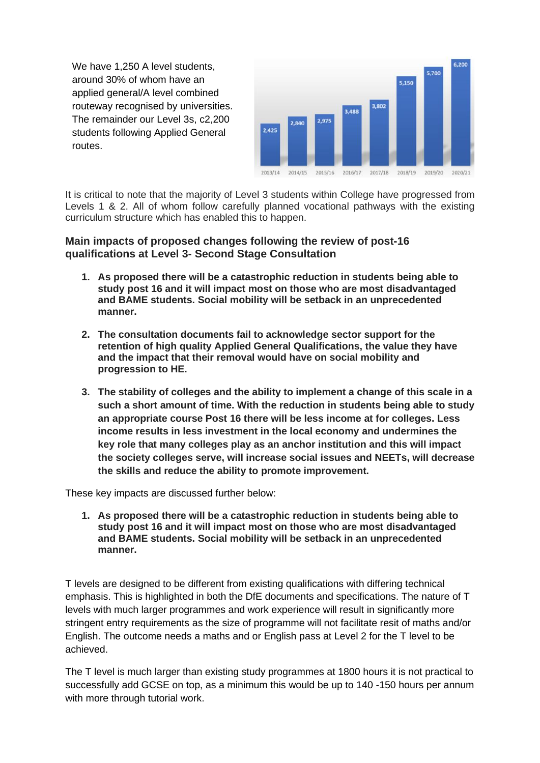We have 1,250 A level students, around 30% of whom have an applied general/A level combined routeway recognised by universities. The remainder our Level 3s, c2,200 students following Applied General routes.

| 2013/14 | 2014/15 | 2015/16 | 2016/17 | 2017/18 | 2018/19 | 2019/20 | 2020/21 |
|---|---|---|---|---|---|---|---|
| 2,425 | 2,840 | 2,975 | 3,488 | 3,802 | 5,150 | 5,700 | 6,200 |

It is critical to note that the majority of Level 3 students within College have progressed from Levels 1 & 2. All of whom follow carefully planned vocational pathways with the existing curriculum structure which has enabled this to happen.

### Main impacts of proposed changes following the review of post-16 qualifications at Level 3- Second Stage Consultation

1. **As proposed there will be a catastrophic reduction in students being able to study post 16 and it will impact most on those who are most disadvantaged and BAME students. Social mobility will be setback in an unprecedented manner.**

2. **The consultation documents fail to acknowledge sector support for the retention of high quality Applied General Qualifications, the value they have and the impact that their removal would have on social mobility and progression to HE.**

3. **The stability of colleges and the ability to implement a change of this scale in a such a short amount of time. With the reduction in students being able to study an appropriate course Post 16 there will be less income at for colleges. Less income results in less investment in the local economy and undermines the key role that many colleges play as an anchor institution and this will impact the society colleges serve, will increase social issues and NEETs, will decrease the skills and reduce the ability to promote improvement.**

These key impacts are discussed further below:

1. **As proposed there will be a catastrophic reduction in students being able to study post 16 and it will impact most on those who are most disadvantaged and BAME students. Social mobility will be setback in an unprecedented manner.**

T levels are designed to be different from existing qualifications with differing technical emphasis. This is highlighted in both the DfE documents and specifications. The nature of T levels with much larger programmes and work experience will result in significantly more stringent entry requirements as the size of programme will not facilitate resit of maths and/or English. The outcome needs a maths and or English pass at Level 2 for the T level to be achieved.

The T level is much larger than existing study programmes at 1800 hours it is not practical to successfully add GCSE on top, as a minimum this would be up to 140 -150 hours per annum with more through tutorial work.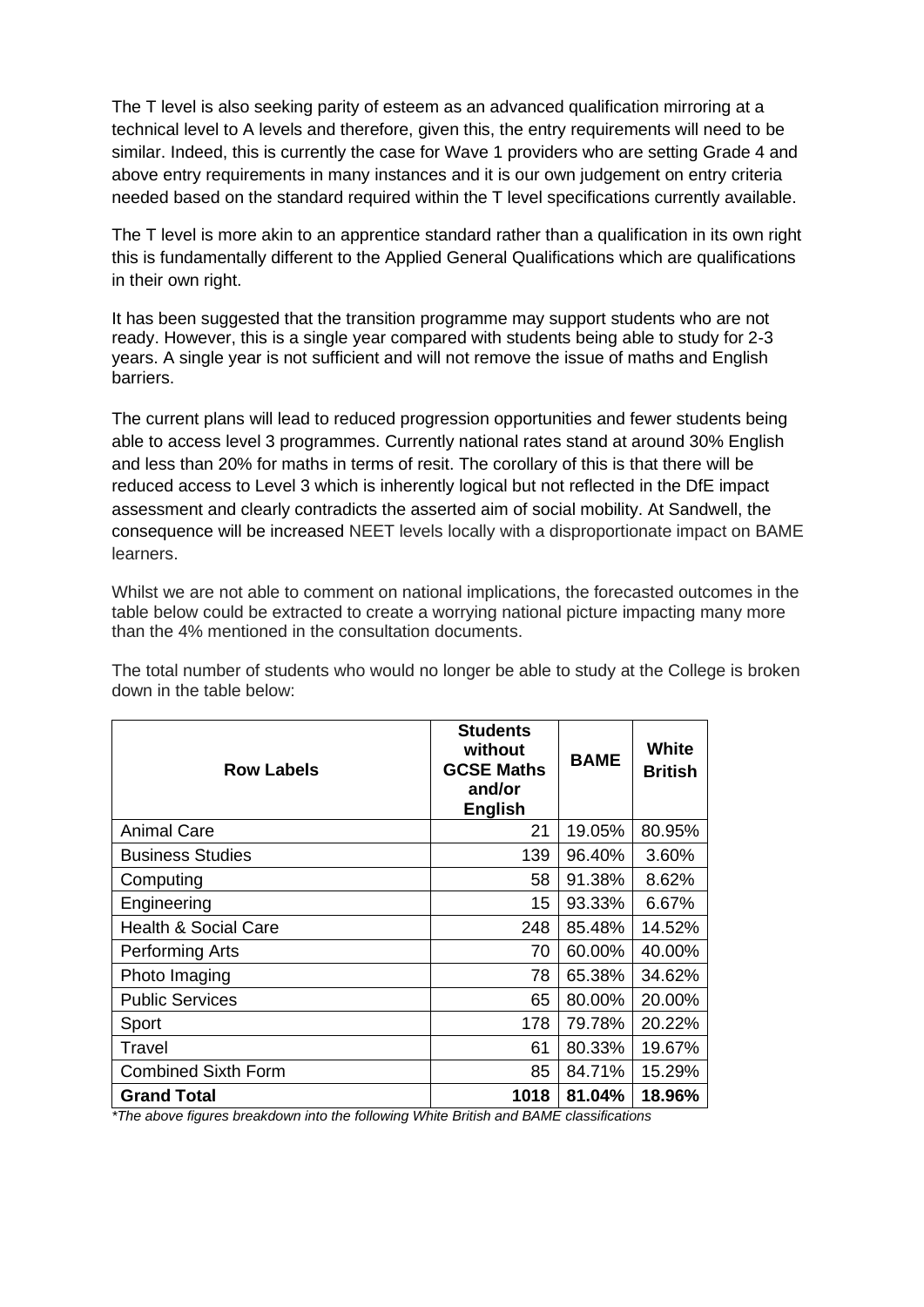The T level is also seeking parity of esteem as an advanced qualification mirroring at a technical level to A levels and therefore, given this, the entry requirements will need to be similar. Indeed, this is currently the case for Wave 1 providers who are setting Grade 4 and above entry requirements in many instances and it is our own judgement on entry criteria needed based on the standard required within the T level specifications currently available.

The T level is more akin to an apprentice standard rather than a qualification in its own right this is fundamentally different to the Applied General Qualifications which are qualifications in their own right.

It has been suggested that the transition programme may support students who are not ready. However, this is a single year compared with students being able to study for 2-3 years. A single year is not sufficient and will not remove the issue of maths and English barriers.

The current plans will lead to reduced progression opportunities and fewer students being able to access level 3 programmes. Currently national rates stand at around 30% English and less than 20% for maths in terms of resit. The corollary of this is that there will be reduced access to Level 3 which is inherently logical but not reflected in the DfE impact assessment and clearly contradicts the asserted aim of social mobility. At Sandwell, the consequence will be increased NEET levels locally with a disproportionate impact on BAME learners.

Whilst we are not able to comment on national implications, the forecasted outcomes in the table below could be extracted to create a worrying national picture impacting many more than the 4% mentioned in the consultation documents.

The total number of students who would no longer be able to study at the College is broken down in the table below:

| Row Labels | Students without GCSE Maths and/or English | BAME | White British |
|---|---|---|---|
| Animal Care | 21 | 19.05% | 80.95% |
| Business Studies | 139 | 96.40% | 3.60% |
| Computing | 58 | 91.38% | 8.62% |
| Engineering | 15 | 93.33% | 6.67% |
| Health & Social Care | 248 | 85.48% | 14.52% |
| Performing Arts | 70 | 60.00% | 40.00% |
| Photo Imaging | 78 | 65.38% | 34.62% |
| Public Services | 65 | 80.00% | 20.00% |
| Sport | 178 | 79.78% | 20.22% |
| Travel | 61 | 80.33% | 19.67% |
| Combined Sixth Form | 85 | 84.71% | 15.29% |
| **Grand Total** | **1018** | **81.04%** | **18.96%** |

*\*The above figures breakdown into the following White British and BAME classifications*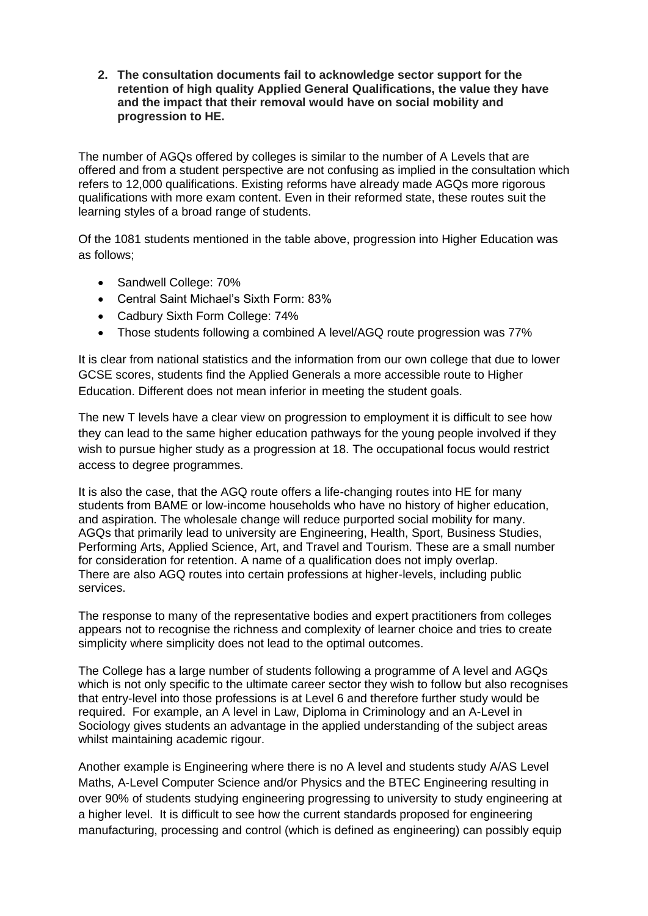2. **The consultation documents fail to acknowledge sector support for the retention of high quality Applied General Qualifications, the value they have and the impact that their removal would have on social mobility and progression to HE.**

The number of AGQs offered by colleges is similar to the number of A Levels that are offered and from a student perspective are not confusing as implied in the consultation which refers to 12,000 qualifications. Existing reforms have already made AGQs more rigorous qualifications with more exam content. Even in their reformed state, these routes suit the learning styles of a broad range of students.

Of the 1081 students mentioned in the table above, progression into Higher Education was as follows;

- Sandwell College: 70%
- Central Saint Michael's Sixth Form: 83%
- Cadbury Sixth Form College: 74%
- Those students following a combined A level/AGQ route progression was 77%

It is clear from national statistics and the information from our own college that due to lower GCSE scores, students find the Applied Generals a more accessible route to Higher Education. Different does not mean inferior in meeting the student goals.

The new T levels have a clear view on progression to employment it is difficult to see how they can lead to the same higher education pathways for the young people involved if they wish to pursue higher study as a progression at 18. The occupational focus would restrict access to degree programmes.

It is also the case, that the AGQ route offers a life-changing routes into HE for many students from BAME or low-income households who have no history of higher education, and aspiration. The wholesale change will reduce purported social mobility for many. AGQs that primarily lead to university are Engineering, Health, Sport, Business Studies, Performing Arts, Applied Science, Art, and Travel and Tourism. These are a small number for consideration for retention. A name of a qualification does not imply overlap. There are also AGQ routes into certain professions at higher-levels, including public services.

The response to many of the representative bodies and expert practitioners from colleges appears not to recognise the richness and complexity of learner choice and tries to create simplicity where simplicity does not lead to the optimal outcomes.

The College has a large number of students following a programme of A level and AGQs which is not only specific to the ultimate career sector they wish to follow but also recognises that entry-level into those professions is at Level 6 and therefore further study would be required. For example, an A level in Law, Diploma in Criminology and an A-Level in Sociology gives students an advantage in the applied understanding of the subject areas whilst maintaining academic rigour.

Another example is Engineering where there is no A level and students study A/AS Level Maths, A-Level Computer Science and/or Physics and the BTEC Engineering resulting in over 90% of students studying engineering progressing to university to study engineering at a higher level. It is difficult to see how the current standards proposed for engineering manufacturing, processing and control (which is defined as engineering) can possibly equip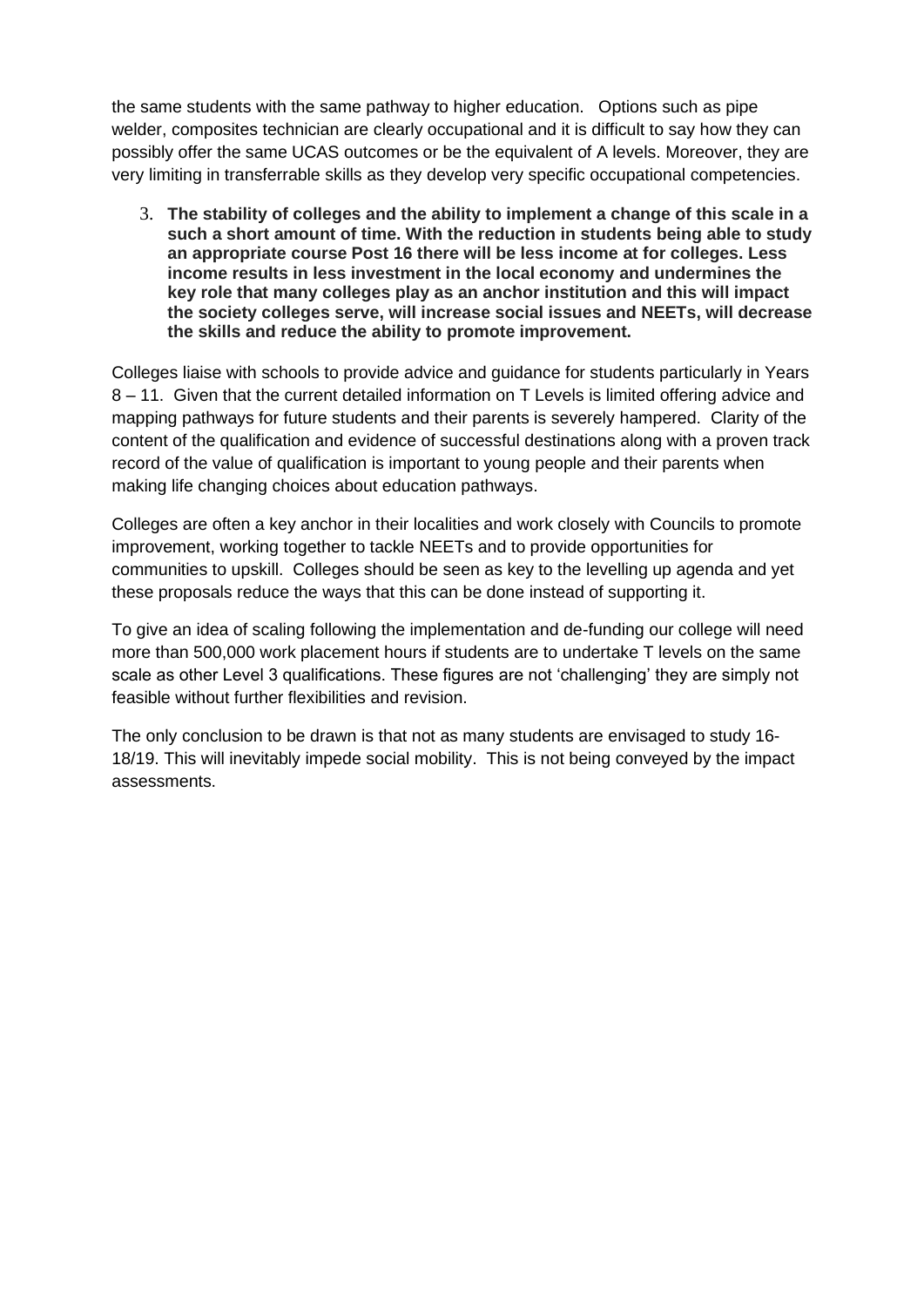the same students with the same pathway to higher education. Options such as pipe welder, composites technician are clearly occupational and it is difficult to say how they can possibly offer the same UCAS outcomes or be the equivalent of A levels. Moreover, they are very limiting in transferrable skills as they develop very specific occupational competencies.

3. **The stability of colleges and the ability to implement a change of this scale in a such a short amount of time. With the reduction in students being able to study an appropriate course Post 16 there will be less income at for colleges. Less income results in less investment in the local economy and undermines the key role that many colleges play as an anchor institution and this will impact the society colleges serve, will increase social issues and NEETs, will decrease the skills and reduce the ability to promote improvement.**

Colleges liaise with schools to provide advice and guidance for students particularly in Years 8 – 11. Given that the current detailed information on T Levels is limited offering advice and mapping pathways for future students and their parents is severely hampered. Clarity of the content of the qualification and evidence of successful destinations along with a proven track record of the value of qualification is important to young people and their parents when making life changing choices about education pathways.

Colleges are often a key anchor in their localities and work closely with Councils to promote improvement, working together to tackle NEETs and to provide opportunities for communities to upskill. Colleges should be seen as key to the levelling up agenda and yet these proposals reduce the ways that this can be done instead of supporting it.

To give an idea of scaling following the implementation and de-funding our college will need more than 500,000 work placement hours if students are to undertake T levels on the same scale as other Level 3 qualifications. These figures are not 'challenging' they are simply not feasible without further flexibilities and revision.

The only conclusion to be drawn is that not as many students are envisaged to study 16-18/19. This will inevitably impede social mobility. This is not being conveyed by the impact assessments.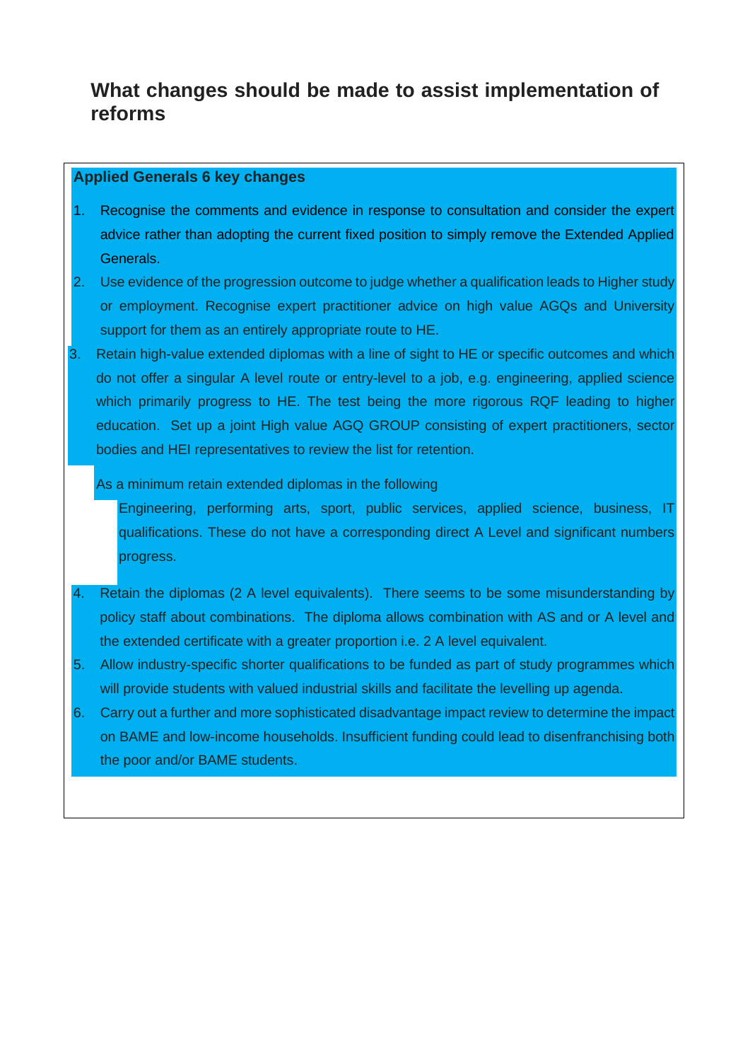## What changes should be made to assist implementation of reforms

**Applied Generals 6 key changes**

1. Recognise the comments and evidence in response to consultation and consider the expert advice rather than adopting the current fixed position to simply remove the Extended Applied Generals.
2. Use evidence of the progression outcome to judge whether a qualification leads to Higher study or employment. Recognise expert practitioner advice on high value AGQs and University support for them as an entirely appropriate route to HE.
3. Retain high-value extended diplomas with a line of sight to HE or specific outcomes and which do not offer a singular A level route or entry-level to a job, e.g. engineering, applied science which primarily progress to HE. The test being the more rigorous RQF leading to higher education. Set up a joint High value AGQ GROUP consisting of expert practitioners, sector bodies and HEI representatives to review the list for retention.

   As a minimum retain extended diplomas in the following

   - Engineering, performing arts, sport, public services, applied science, business, IT qualifications. These do not have a corresponding direct A Level and significant numbers progress.

4. Retain the diplomas (2 A level equivalents). There seems to be some misunderstanding by policy staff about combinations. The diploma allows combination with AS and or A level and the extended certificate with a greater proportion i.e. 2 A level equivalent.
5. Allow industry-specific shorter qualifications to be funded as part of study programmes which will provide students with valued industrial skills and facilitate the levelling up agenda.
6. Carry out a further and more sophisticated disadvantage impact review to determine the impact on BAME and low-income households. Insufficient funding could lead to disenfranchising both the poor and/or BAME students.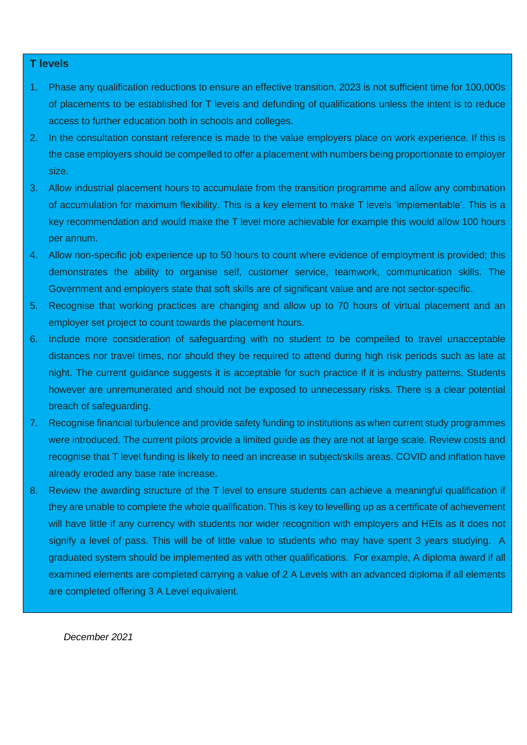**T levels**

1. Phase any qualification reductions to ensure an effective transition. 2023 is not sufficient time for 100,000s of placements to be established for T levels and defunding of qualifications unless the intent is to reduce access to further education both in schools and colleges.
2. In the consultation constant reference is made to the value employers place on work experience. If this is the case employers should be compelled to offer a placement with numbers being proportionate to employer size.
3. Allow industrial placement hours to accumulate from the transition programme and allow any combination of accumulation for maximum flexibility. This is a key element to make T levels 'implementable'. This is a key recommendation and would make the T level more achievable for example this would allow 100 hours per annum.
4. Allow non-specific job experience up to 50 hours to count where evidence of employment is provided; this demonstrates the ability to organise self, customer service, teamwork, communication skills. The Government and employers state that soft skills are of significant value and are not sector-specific.
5. Recognise that working practices are changing and allow up to 70 hours of virtual placement and an employer set project to count towards the placement hours.
6. Include more consideration of safeguarding with no student to be compelled to travel unacceptable distances nor travel times, nor should they be required to attend during high risk periods such as late at night. The current guidance suggests it is acceptable for such practice if it is industry patterns. Students however are unremunerated and should not be exposed to unnecessary risks. There is a clear potential breach of safeguarding.
7. Recognise financial turbulence and provide safety funding to institutions as when current study programmes were introduced. The current pilots provide a limited guide as they are not at large scale. Review costs and recognise that T level funding is likely to need an increase in subject/skills areas. COVID and inflation have already eroded any base rate increase.
8. Review the awarding structure of the T level to ensure students can achieve a meaningful qualification if they are unable to complete the whole qualification. This is key to levelling up as a certificate of achievement will have little if any currency with students nor wider recognition with employers and HEIs as it does not signify a level of pass. This will be of little value to students who may have spent 3 years studying. A graduated system should be implemented as with other qualifications. For example, A diploma award if all examined elements are completed carrying a value of 2 A Levels with an advanced diploma if all elements are completed offering 3 A Level equivalent.

*December 2021*